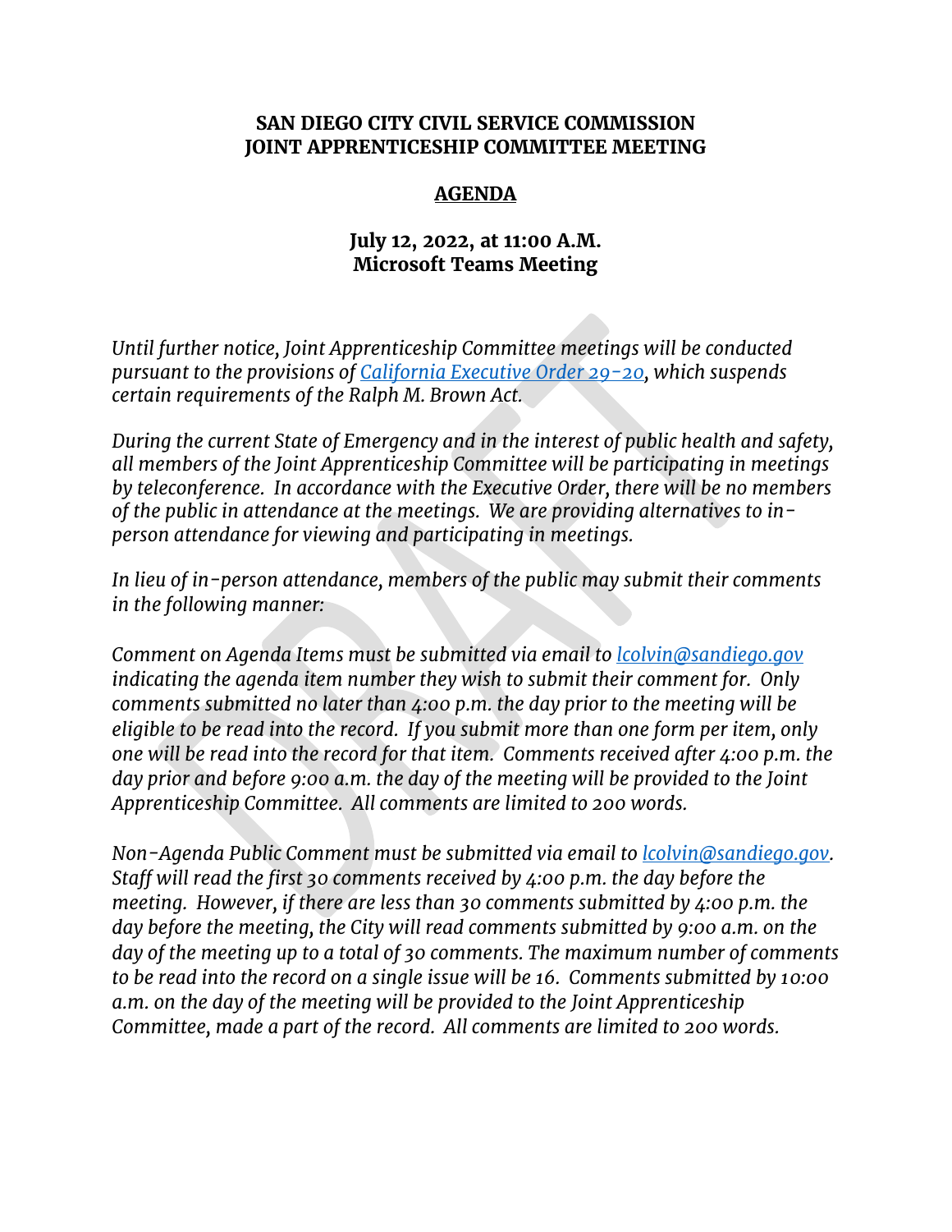**SAN DIEGO CITY CIVIL SERVICE COMMISSION**
**JOINT APPRENTICESHIP COMMITTEE MEETING**

**AGENDA**

**July 12, 2022, at 11:00 A.M.**
**Microsoft Teams Meeting**

*Until further notice, Joint Apprenticeship Committee meetings will be conducted pursuant to the provisions of [California Executive Order 29-20](), which suspends certain requirements of the Ralph M. Brown Act.*

*During the current State of Emergency and in the interest of public health and safety, all members of the Joint Apprenticeship Committee will be participating in meetings by teleconference. In accordance with the Executive Order, there will be no members of the public in attendance at the meetings. We are providing alternatives to in-person attendance for viewing and participating in meetings.*

*In lieu of in-person attendance, members of the public may submit their comments in the following manner:*

*Comment on Agenda Items must be submitted via email to lcolvin@sandiego.gov indicating the agenda item number they wish to submit their comment for. Only comments submitted no later than 4:00 p.m. the day prior to the meeting will be eligible to be read into the record. If you submit more than one form per item, only one will be read into the record for that item. Comments received after 4:00 p.m. the day prior and before 9:00 a.m. the day of the meeting will be provided to the Joint Apprenticeship Committee. All comments are limited to 200 words.*

*Non-Agenda Public Comment must be submitted via email to lcolvin@sandiego.gov. Staff will read the first 30 comments received by 4:00 p.m. the day before the meeting. However, if there are less than 30 comments submitted by 4:00 p.m. the day before the meeting, the City will read comments submitted by 9:00 a.m. on the day of the meeting up to a total of 30 comments. The maximum number of comments to be read into the record on a single issue will be 16. Comments submitted by 10:00 a.m. on the day of the meeting will be provided to the Joint Apprenticeship Committee, made a part of the record. All comments are limited to 200 words.*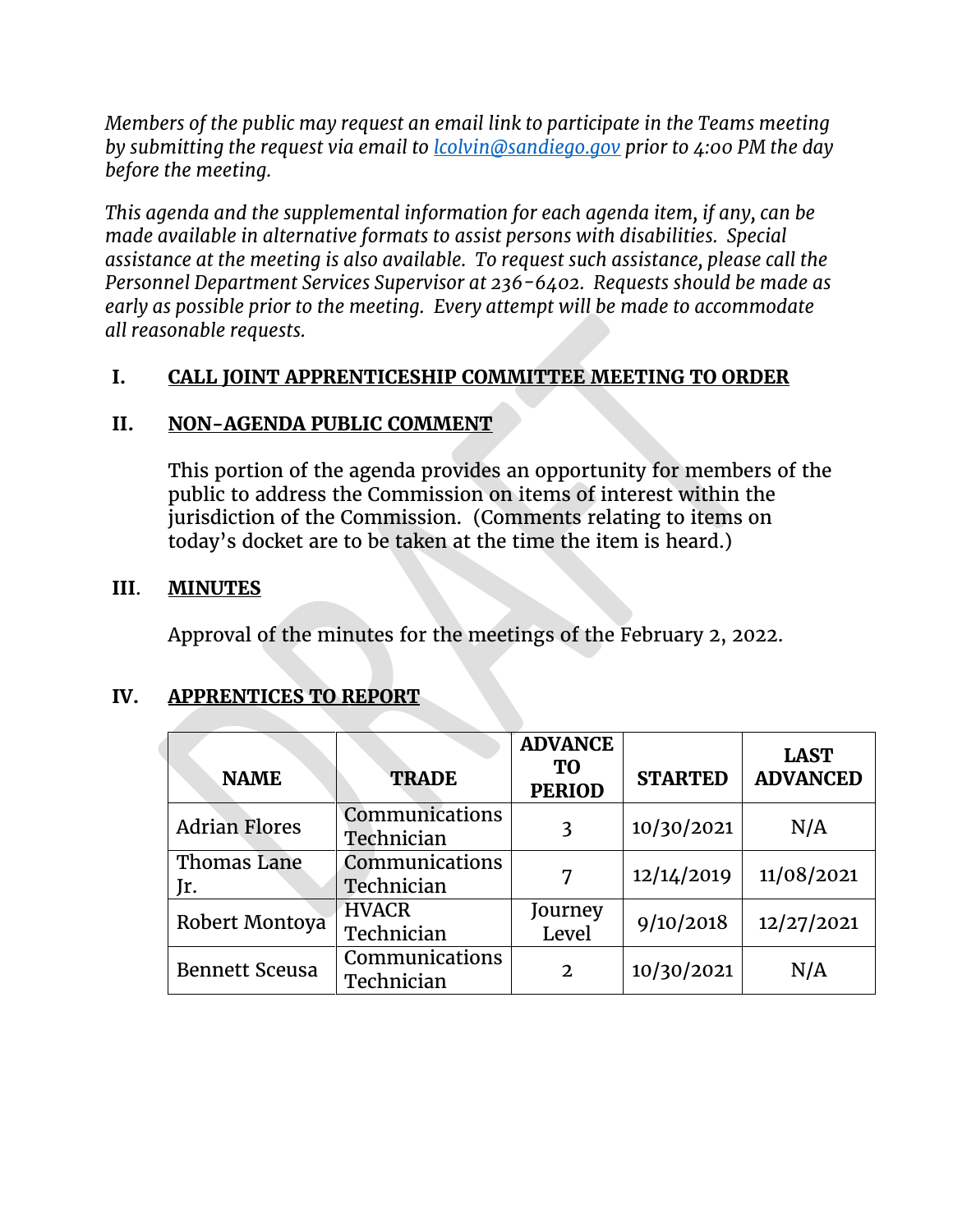*Members of the public may request an email link to participate in the Teams meeting by submitting the request via email to [lcolvin@sandiego.gov](mailto:lcolvin@sandiego.gov) prior to 4:00 PM the day before the meeting.*

*This agenda and the supplemental information for each agenda item, if any, can be made available in alternative formats to assist persons with disabilities. Special assistance at the meeting is also available. To request such assistance, please call the Personnel Department Services Supervisor at 236-6402. Requests should be made as early as possible prior to the meeting. Every attempt will be made to accommodate all reasonable requests.*

## I. CALL JOINT APPRENTICESHIP COMMITTEE MEETING TO ORDER

## II. NON-AGENDA PUBLIC COMMENT

This portion of the agenda provides an opportunity for members of the public to address the Commission on items of interest within the jurisdiction of the Commission. (Comments relating to items on today's docket are to be taken at the time the item is heard.)

## III. MINUTES

Approval of the minutes for the meetings of the February 2, 2022.

## IV. APPRENTICES TO REPORT

| NAME | TRADE | ADVANCE TO PERIOD | STARTED | LAST ADVANCED |
|---|---|---|---|---|
| Adrian Flores | Communications Technician | 3 | 10/30/2021 | N/A |
| Thomas Lane Jr. | Communications Technician | 7 | 12/14/2019 | 11/08/2021 |
| Robert Montoya | HVACR Technician | Journey Level | 9/10/2018 | 12/27/2021 |
| Bennett Sceusa | Communications Technician | 2 | 10/30/2021 | N/A |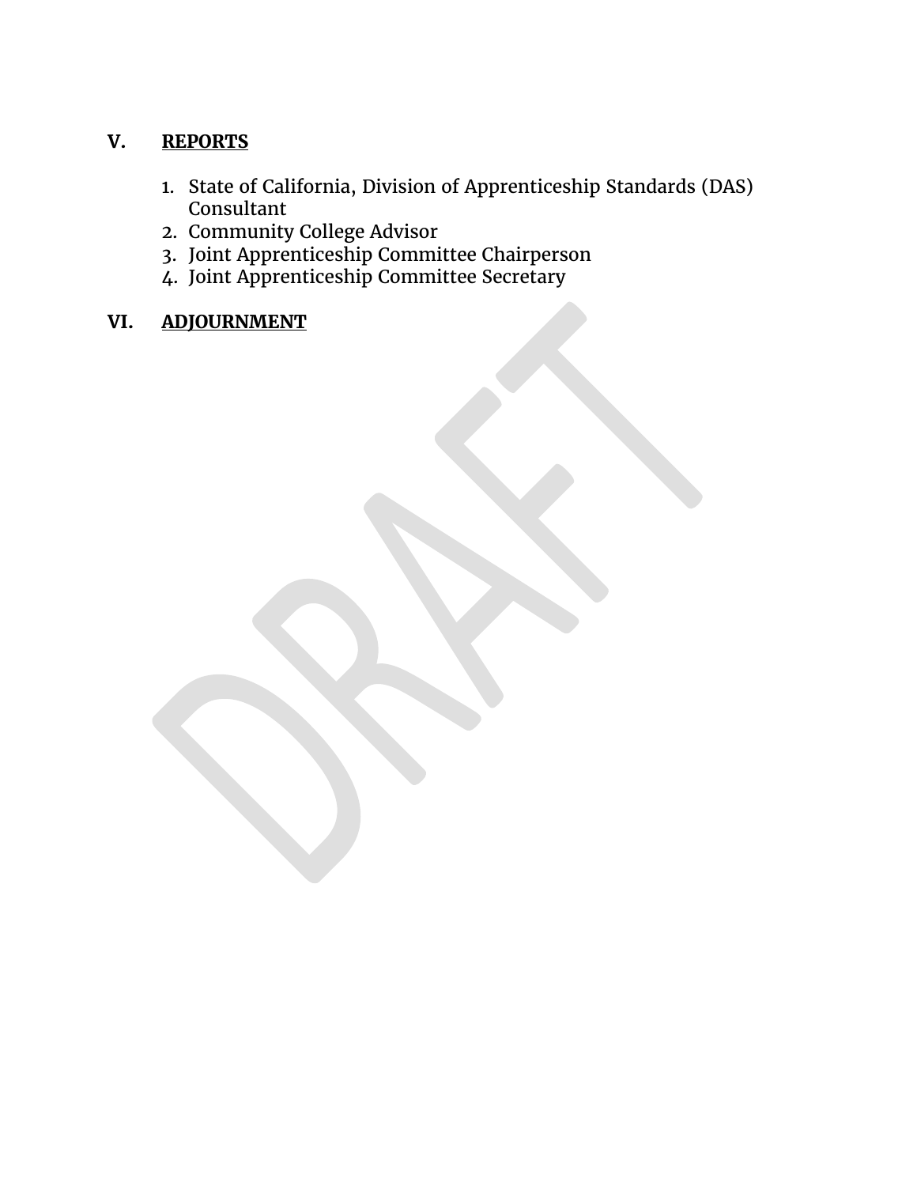## V. **REPORTS**

1. State of California, Division of Apprenticeship Standards (DAS) Consultant
2. Community College Advisor
3. Joint Apprenticeship Committee Chairperson
4. Joint Apprenticeship Committee Secretary

## VI. **ADJOURNMENT**